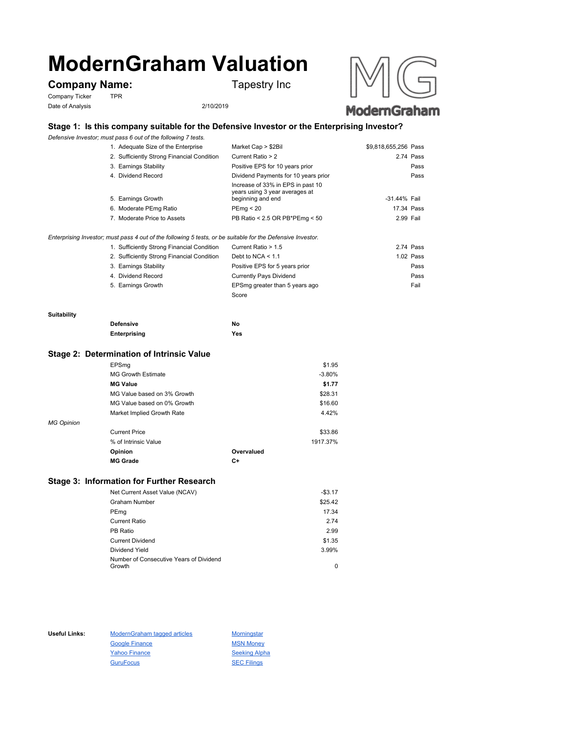# ModernGraham Valuation

## Company Name: Tapestry Inc

Company Ticker TPR

Date of Analysis 2/10/2019

### Stage 1: Is this company suitable for the Defensive Investor or the Enterprising Investor?

*Defensive Investor; must pass 6 out of the following 7 tests.*

| Test | Criterion | Value | Result |
|---|---|---|---|
| 1. Adequate Size of the Enterprise | Market Cap > $2Bil | $9,818,655,256 | Pass |
| 2. Sufficiently Strong Financial Condition | Current Ratio > 2 | 2.74 | Pass |
| 3. Earnings Stability | Positive EPS for 10 years prior | | Pass |
| 4. Dividend Record | Dividend Payments for 10 years prior | | Pass |
| 5. Earnings Growth | Increase of 33% in EPS in past 10 years using 3 year averages at beginning and end | -31.44% | Fail |
| 6. Moderate PEmg Ratio | PEmg < 20 | 17.34 | Pass |
| 7. Moderate Price to Assets | PB Ratio < 2.5 OR PB*PEmg < 50 | 2.99 | Fail |

*Enterprising Investor; must pass 4 out of the following 5 tests, or be suitable for the Defensive Investor.*

| Test | Criterion | Value | Result |
|---|---|---|---|
| 1. Sufficiently Strong Financial Condition | Current Ratio > 1.5 | 2.74 | Pass |
| 2. Sufficiently Strong Financial Condition | Debt to NCA < 1.1 | 1.02 | Pass |
| 3. Earnings Stability | Positive EPS for 5 years prior | | Pass |
| 4. Dividend Record | Currently Pays Dividend | | Pass |
| 5. Earnings Growth | EPSmg greater than 5 years ago | | Fail |
| | Score | | |

**Suitability**

| | |
|---|---|
| **Defensive** | **No** |
| **Enterprising** | **Yes** |

### Stage 2: Determination of Intrinsic Value

| | |
|---|---|
| EPSmg | $1.95 |
| MG Growth Estimate | -3.80% |
| **MG Value** | **$1.77** |
| MG Value based on 3% Growth | $28.31 |
| MG Value based on 0% Growth | $16.60 |
| Market Implied Growth Rate | 4.42% |

*MG Opinion*

| | | |
|---|---|---|
| Current Price | | $33.86 |
| % of Intrinsic Value | | 1917.37% |
| **Opinion** | **Overvalued** | |
| **MG Grade** | **C+** | |

### Stage 3: Information for Further Research

| | |
|---|---|
| Net Current Asset Value (NCAV) | -$3.17 |
| Graham Number | $25.42 |
| PEmg | 17.34 |
| Current Ratio | 2.74 |
| PB Ratio | 2.99 |
| Current Dividend | $1.35 |
| Dividend Yield | 3.99% |
| Number of Consecutive Years of Dividend Growth | 0 |

**Useful Links:**

| | |
|---|---|
| ModernGraham tagged articles | Morningstar |
| Google Finance | MSN Money |
| Yahoo Finance | Seeking Alpha |
| GuruFocus | SEC Filings |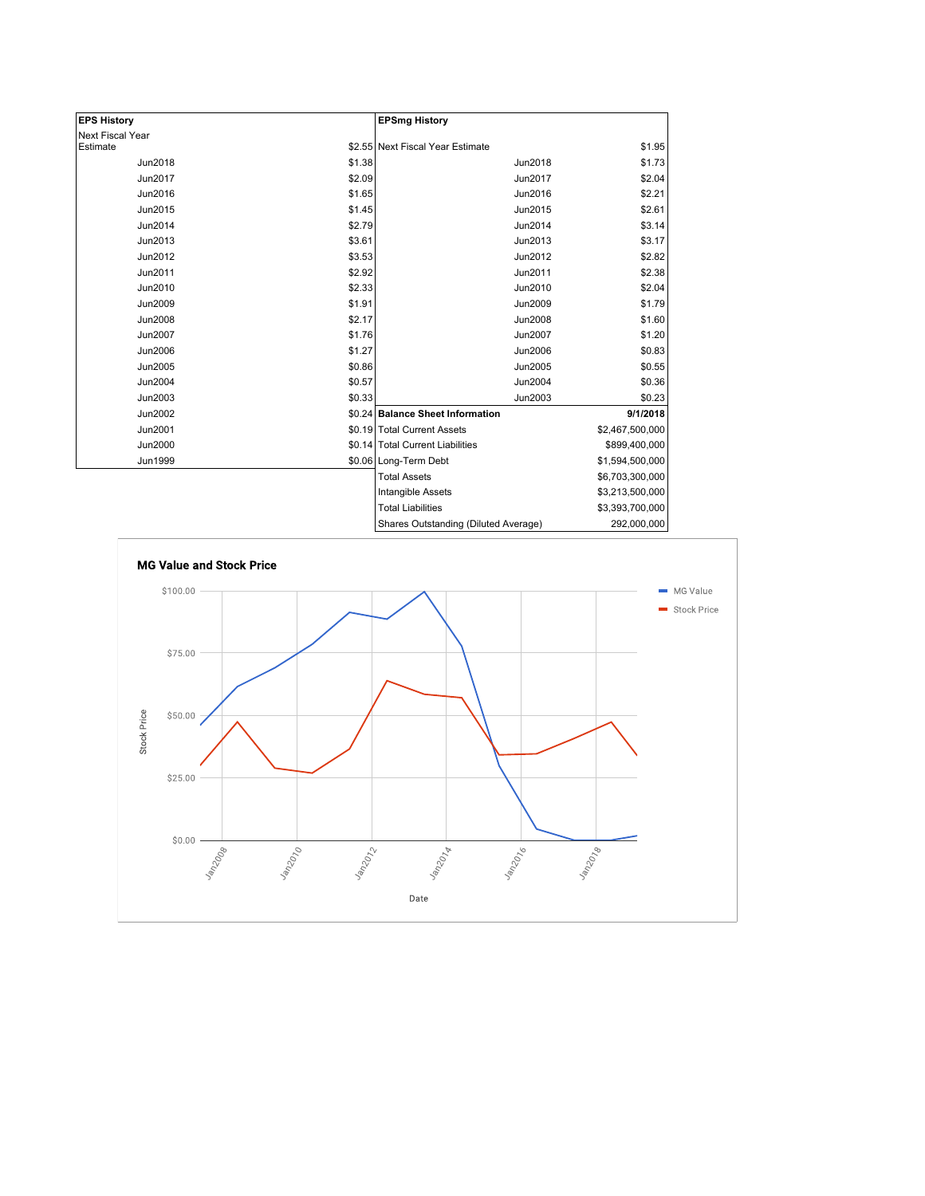| EPS History | |
|---|---|
| Next Fiscal Year Estimate | $2.55 |
| Jun2018 | $1.38 |
| Jun2017 | $2.09 |
| Jun2016 | $1.65 |
| Jun2015 | $1.45 |
| Jun2014 | $2.79 |
| Jun2013 | $3.61 |
| Jun2012 | $3.53 |
| Jun2011 | $2.92 |
| Jun2010 | $2.33 |
| Jun2009 | $1.91 |
| Jun2008 | $2.17 |
| Jun2007 | $1.76 |
| Jun2006 | $1.27 |
| Jun2005 | $0.86 |
| Jun2004 | $0.57 |
| Jun2003 | $0.33 |
| Jun2002 | $0.24 |
| Jun2001 | $0.19 |
| Jun2000 | $0.14 |
| Jun1999 | $0.06 |

| EPSmg History | |
|---|---|
| Next Fiscal Year Estimate | $1.95 |
| Jun2018 | $1.73 |
| Jun2017 | $2.04 |
| Jun2016 | $2.21 |
| Jun2015 | $2.61 |
| Jun2014 | $3.14 |
| Jun2013 | $3.17 |
| Jun2012 | $2.82 |
| Jun2011 | $2.38 |
| Jun2010 | $2.04 |
| Jun2009 | $1.79 |
| Jun2008 | $1.60 |
| Jun2007 | $1.20 |
| Jun2006 | $0.83 |
| Jun2005 | $0.55 |
| Jun2004 | $0.36 |
| Jun2003 | $0.23 |

| Balance Sheet Information | 9/1/2018 |
|---|---|
| Total Current Assets | $2,467,500,000 |
| Total Current Liabilities | $899,400,000 |
| Long-Term Debt | $1,594,500,000 |
| Total Assets | $6,703,300,000 |
| Intangible Assets | $3,213,500,000 |
| Total Liabilities | $3,393,700,000 |
| Shares Outstanding (Diluted Average) | 292,000,000 |

**MG Value and Stock Price**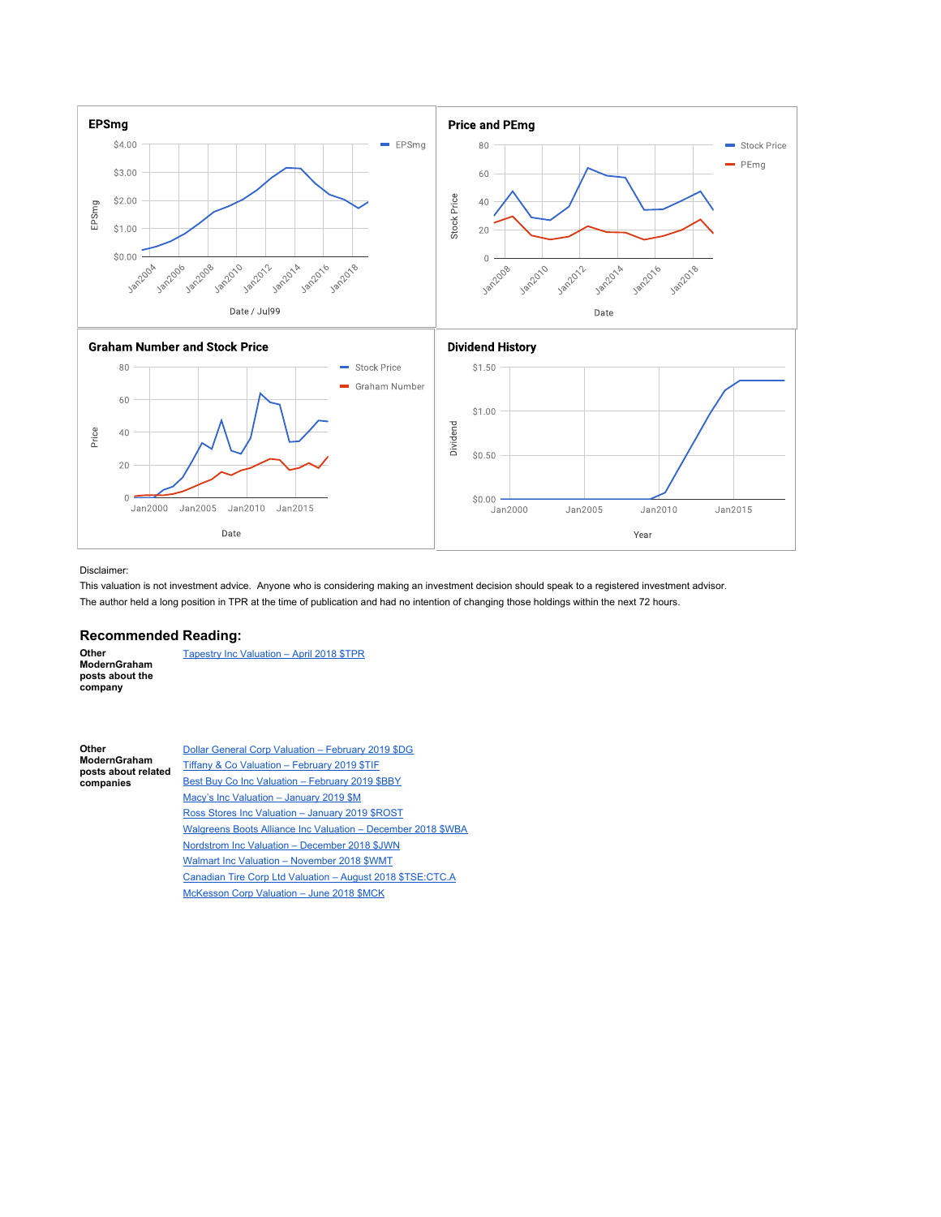**EPSmg**

$4.00
$3.00
$2.00
$1.00
$0.00

EPSmg

Jan2004 Jan2006 Jan2008 Jan2010 Jan2012 Jan2014 Jan2016 Jan2018

Date / Jul99

EPSmg

**Price and PEmg**

80
60
40
20
0

Stock Price

Jan2008 Jan2010 Jan2012 Jan2014 Jan2016 Jan2018

Date

Stock Price
PEmg

**Graham Number and Stock Price**

80
60
40
20
0

Price

Jan2000 Jan2005 Jan2010 Jan2015

Date

Stock Price
Graham Number

**Dividend History**

$1.50
$1.00
$0.50
$0.00

Dividend

Jan2000 Jan2005 Jan2010 Jan2015

Year

Disclaimer:

This valuation is not investment advice. Anyone who is considering making an investment decision should speak to a registered investment advisor.

The author held a long position in TPR at the time of publication and had no intention of changing those holdings within the next 72 hours.

## Recommended Reading:

| | |
|---|---|
| **Other ModernGraham posts about the company** | Tapestry Inc Valuation – April 2018 $TPR |
| **Other ModernGraham posts about related companies** | Dollar General Corp Valuation – February 2019 $DG<br>Tiffany & Co Valuation – February 2019 $TIF<br>Best Buy Co Inc Valuation – February 2019 $BBY<br>Macy's Inc Valuation – January 2019 $M<br>Ross Stores Inc Valuation – January 2019 $ROST<br>Walgreens Boots Alliance Inc Valuation – December 2018 $WBA<br>Nordstrom Inc Valuation – December 2018 $JWN<br>Walmart Inc Valuation – November 2018 $WMT<br>Canadian Tire Corp Ltd Valuation – August 2018 $TSE:CTC.A<br>McKesson Corp Valuation – June 2018 $MCK |